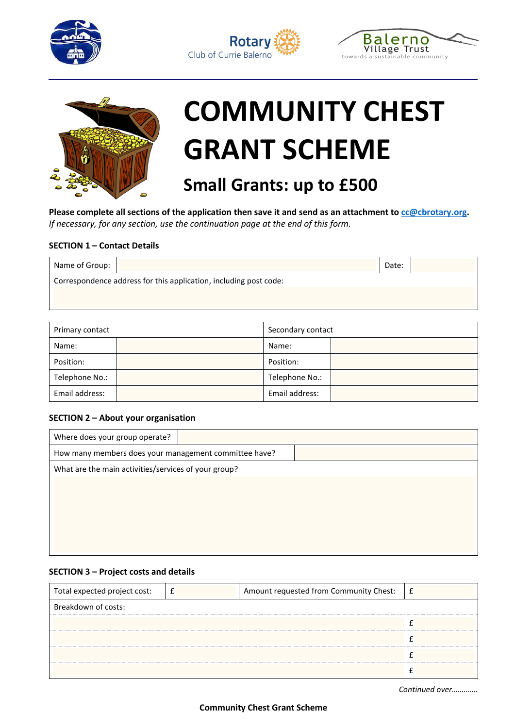Rotary Club of Currie Balerno

Balerno Village Trust — towards a sustainable community

# COMMUNITY CHEST GRANT SCHEME

## Small Grants: up to £500

**Please complete all sections of the application then save it and send as an attachment to [cc@cbrotary.org](mailto:cc@cbrotary.org).**
*If necessary, for any section, use the continuation page at the end of this form.*

### SECTION 1 – Contact Details

| Name of Group: | | Date: | |
|---|---|---|---|
| Correspondence address for this application, including post code: | | | |
| | | | |

| Primary contact | | Secondary contact | |
|---|---|---|---|
| Name: | | Name: | |
| Position: | | Position: | |
| Telephone No.: | | Telephone No.: | |
| Email address: | | Email address: | |

### SECTION 2 – About your organisation

| Where does your group operate? | |
|---|---|
| How many members does your management committee have? | |
| What are the main activities/services of your group? | |
| | |

### SECTION 3 – Project costs and details

| Total expected project cost: | £ | Amount requested from Community Chest: | £ |
|---|---|---|---|
| Breakdown of costs: | | | |
| | | | £ |
| | | | £ |
| | | | £ |
| | | | £ |

*Continued over…………*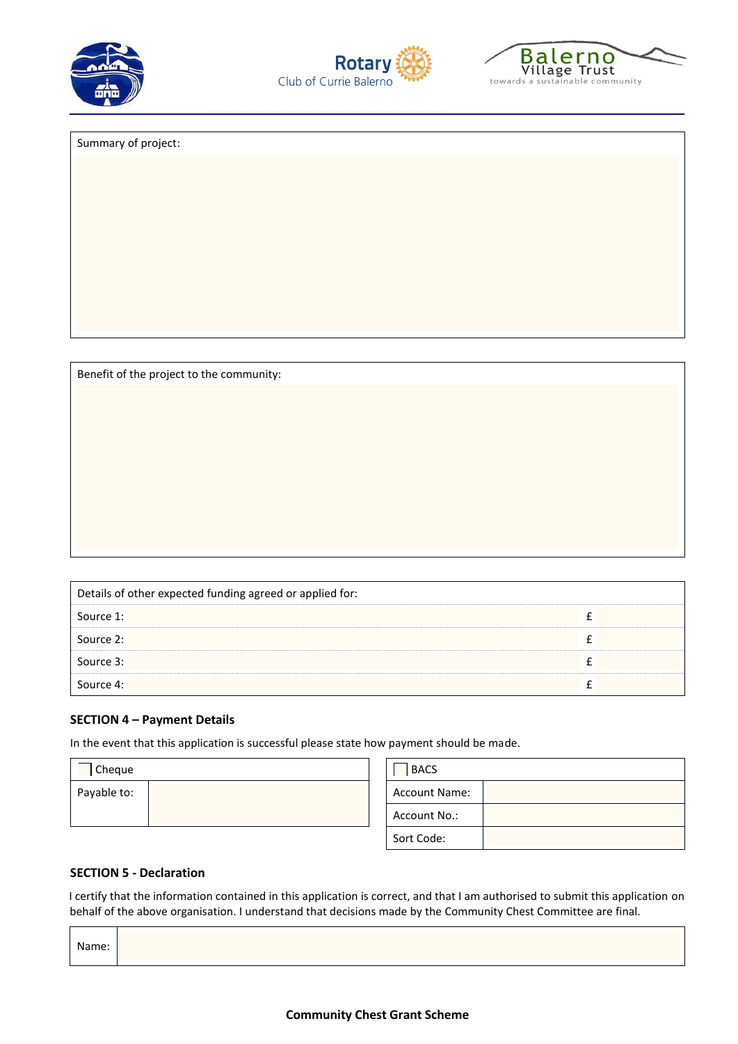Summary of project:

Benefit of the project to the community:

| Details of other expected funding agreed or applied for: | |
|---|---|
| Source 1: | £ |
| Source 2: | £ |
| Source 3: | £ |
| Source 4: | £ |

**SECTION 4 – Payment Details**

In the event that this application is successful please state how payment should be made.

| ☐ Cheque | |
|---|---|
| Payable to: | |

| ☐ BACS | |
|---|---|
| Account Name: | |
| Account No.: | |
| Sort Code: | |

**SECTION 5 - Declaration**

I certify that the information contained in this application is correct, and that I am authorised to submit this application on behalf of the above organisation. I understand that decisions made by the Community Chest Committee are final.

| Name: | |
|---|---|

**Community Chest Grant Scheme**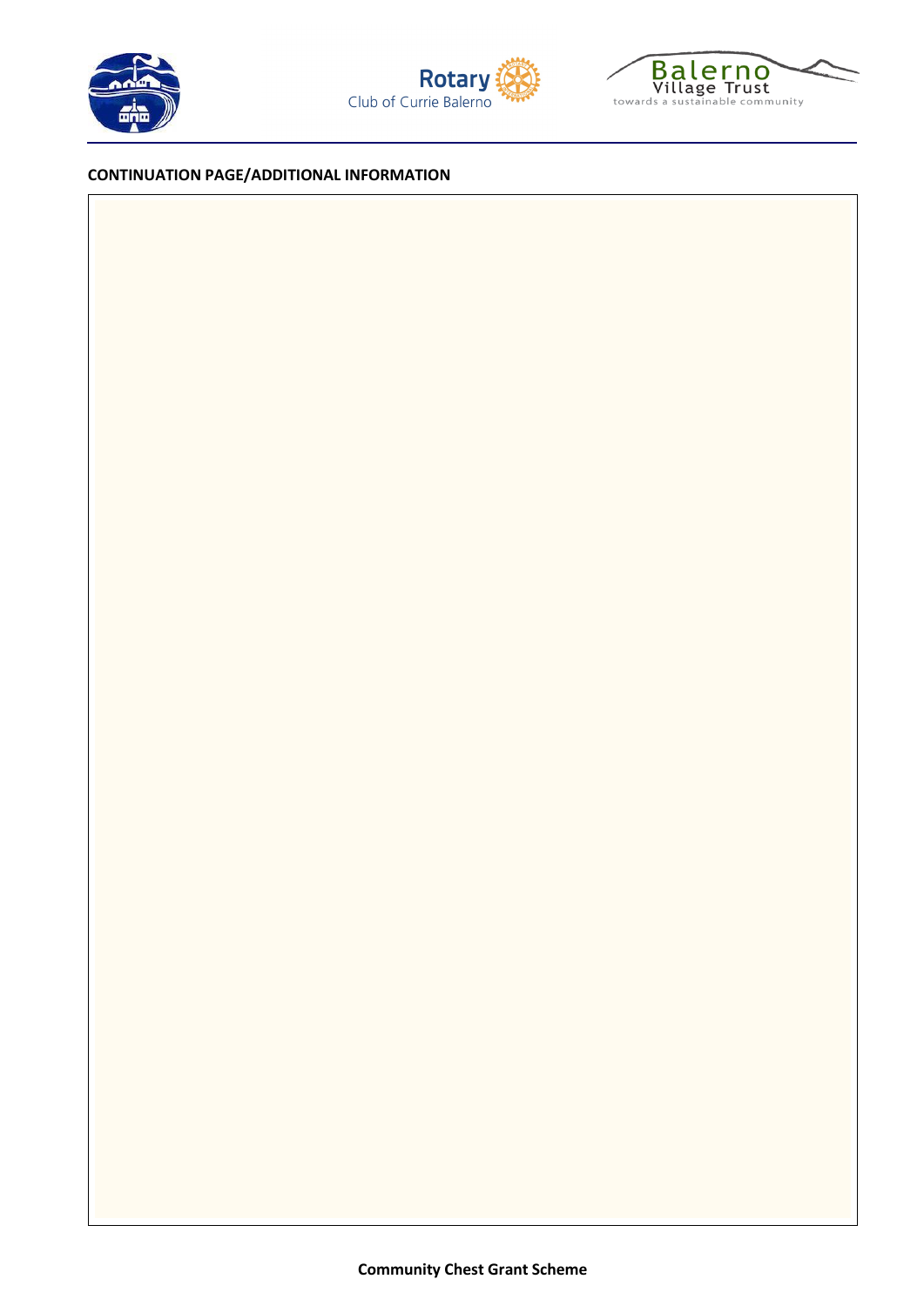**CONTINUATION PAGE/ADDITIONAL INFORMATION**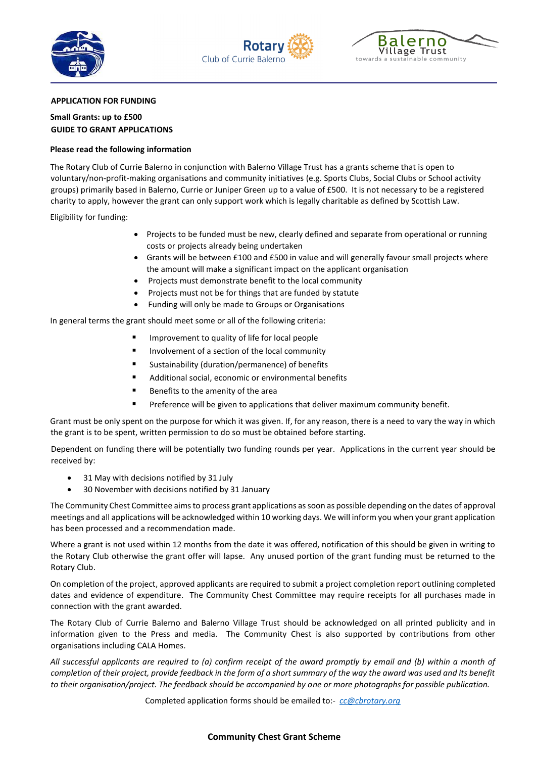**APPLICATION FOR FUNDING**

**Small Grants: up to £500**
**GUIDE TO GRANT APPLICATIONS**

**Please read the following information**

The Rotary Club of Currie Balerno in conjunction with Balerno Village Trust has a grants scheme that is open to voluntary/non-profit-making organisations and community initiatives (e.g. Sports Clubs, Social Clubs or School activity groups) primarily based in Balerno, Currie or Juniper Green up to a value of £500. It is not necessary to be a registered charity to apply, however the grant can only support work which is legally charitable as defined by Scottish Law.

Eligibility for funding:

- Projects to be funded must be new, clearly defined and separate from operational or running costs or projects already being undertaken
- Grants will be between £100 and £500 in value and will generally favour small projects where the amount will make a significant impact on the applicant organisation
- Projects must demonstrate benefit to the local community
- Projects must not be for things that are funded by statute
- Funding will only be made to Groups or Organisations

In general terms the grant should meet some or all of the following criteria:

- Improvement to quality of life for local people
- Involvement of a section of the local community
- Sustainability (duration/permanence) of benefits
- Additional social, economic or environmental benefits
- Benefits to the amenity of the area
- Preference will be given to applications that deliver maximum community benefit.

Grant must be only spent on the purpose for which it was given. If, for any reason, there is a need to vary the way in which the grant is to be spent, written permission to do so must be obtained before starting.

Dependent on funding there will be potentially two funding rounds per year. Applications in the current year should be received by:

- 31 May with decisions notified by 31 July
- 30 November with decisions notified by 31 January

The Community Chest Committee aims to process grant applications as soon as possible depending on the dates of approval meetings and all applications will be acknowledged within 10 working days. We will inform you when your grant application has been processed and a recommendation made.

Where a grant is not used within 12 months from the date it was offered, notification of this should be given in writing to the Rotary Club otherwise the grant offer will lapse. Any unused portion of the grant funding must be returned to the Rotary Club.

On completion of the project, approved applicants are required to submit a project completion report outlining completed dates and evidence of expenditure. The Community Chest Committee may require receipts for all purchases made in connection with the grant awarded.

The Rotary Club of Currie Balerno and Balerno Village Trust should be acknowledged on all printed publicity and in information given to the Press and media. The Community Chest is also supported by contributions from other organisations including CALA Homes.

*All successful applicants are required to (a) confirm receipt of the award promptly by email and (b) within a month of completion of their project, provide feedback in the form of a short summary of the way the award was used and its benefit to their organisation/project. The feedback should be accompanied by one or more photographs for possible publication.*

Completed application forms should be emailed to:- *cc@cbrotary.org*

**Community Chest Grant Scheme**